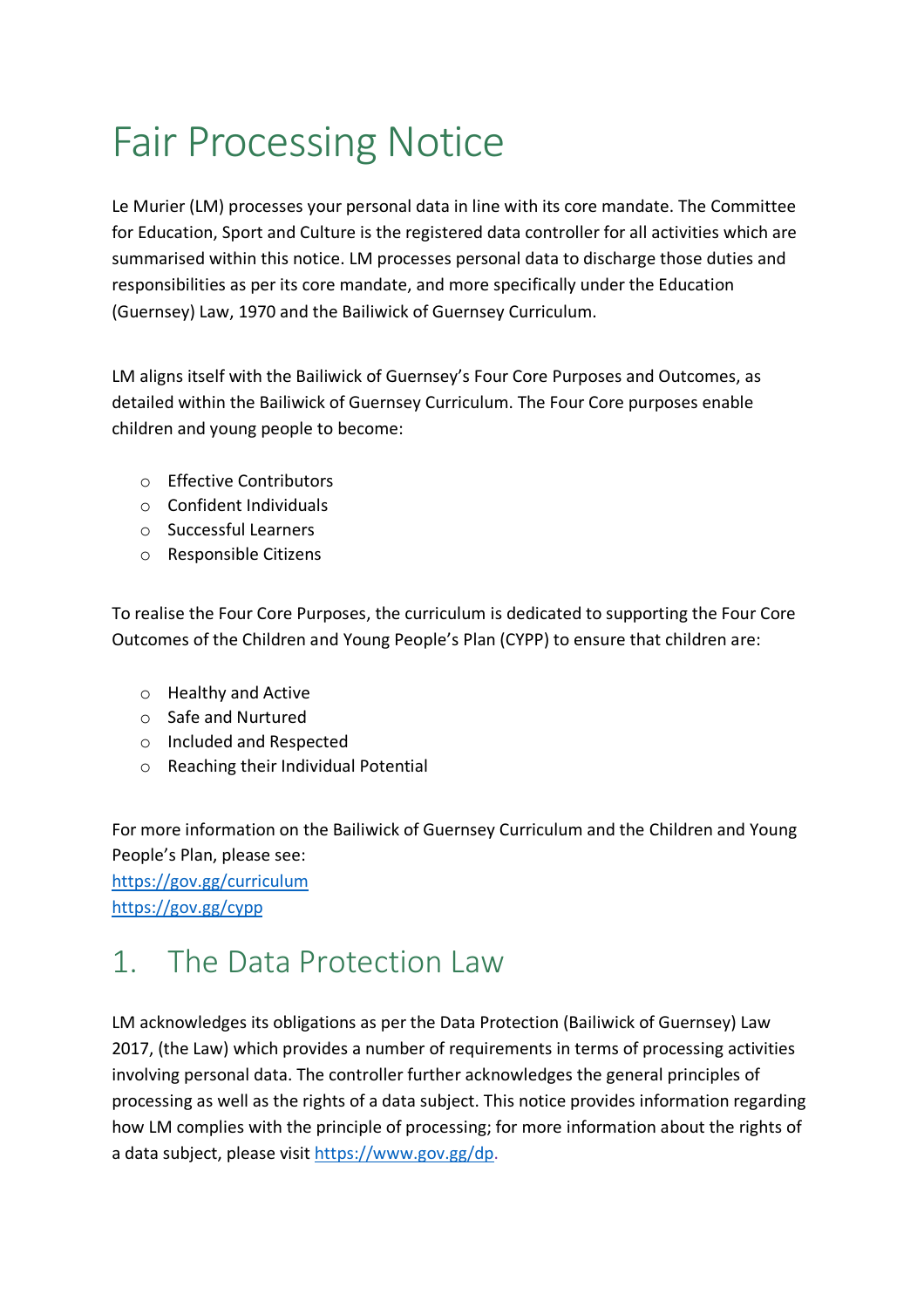# Fair Processing Notice

Le Murier (LM) processes your personal data in line with its core mandate. The Committee for Education, Sport and Culture is the registered data controller for all activities which are summarised within this notice. LM processes personal data to discharge those duties and responsibilities as per its core mandate, and more specifically under the Education (Guernsey) Law, 1970 and the Bailiwick of Guernsey Curriculum.

LM aligns itself with the Bailiwick of Guernsey's Four Core Purposes and Outcomes, as detailed within the Bailiwick of Guernsey Curriculum. The Four Core purposes enable children and young people to become:

- Effective Contributors
- Confident Individuals
- Successful Learners
- Responsible Citizens

To realise the Four Core Purposes, the curriculum is dedicated to supporting the Four Core Outcomes of the Children and Young People's Plan (CYPP) to ensure that children are:

- Healthy and Active
- Safe and Nurtured
- Included and Respected
- Reaching their Individual Potential

For more information on the Bailiwick of Guernsey Curriculum and the Children and Young People's Plan, please see:
https://gov.gg/curriculum
https://gov.gg/cypp

## 1. The Data Protection Law

LM acknowledges its obligations as per the Data Protection (Bailiwick of Guernsey) Law 2017, (the Law) which provides a number of requirements in terms of processing activities involving personal data. The controller further acknowledges the general principles of processing as well as the rights of a data subject. This notice provides information regarding how LM complies with the principle of processing; for more information about the rights of a data subject, please visit https://www.gov.gg/dp.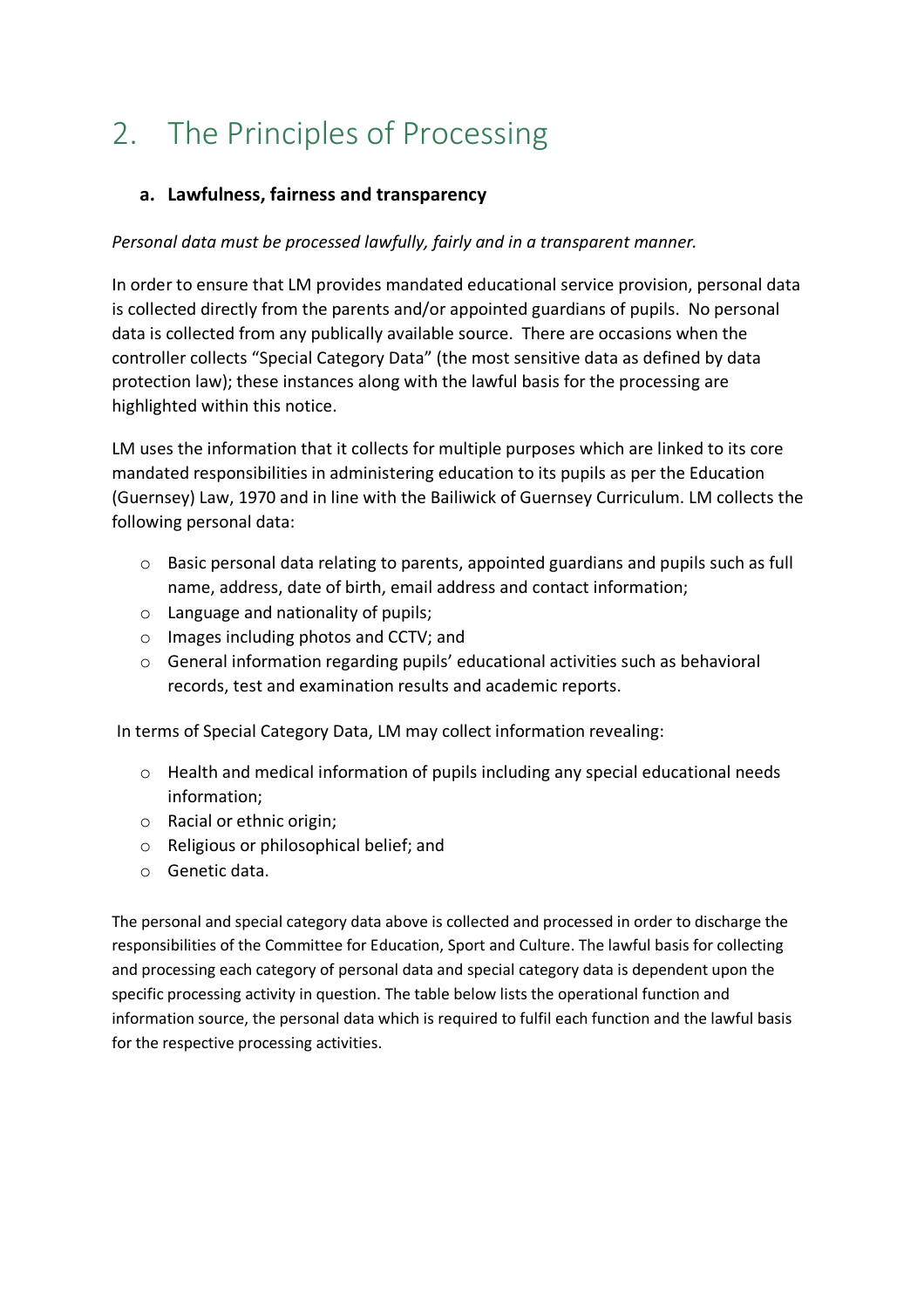# 2. The Principles of Processing

### a. Lawfulness, fairness and transparency

*Personal data must be processed lawfully, fairly and in a transparent manner.*

In order to ensure that LM provides mandated educational service provision, personal data is collected directly from the parents and/or appointed guardians of pupils. No personal data is collected from any publically available source. There are occasions when the controller collects "Special Category Data" (the most sensitive data as defined by data protection law); these instances along with the lawful basis for the processing are highlighted within this notice.

LM uses the information that it collects for multiple purposes which are linked to its core mandated responsibilities in administering education to its pupils as per the Education (Guernsey) Law, 1970 and in line with the Bailiwick of Guernsey Curriculum. LM collects the following personal data:

- Basic personal data relating to parents, appointed guardians and pupils such as full name, address, date of birth, email address and contact information;
- Language and nationality of pupils;
- Images including photos and CCTV; and
- General information regarding pupils' educational activities such as behavioral records, test and examination results and academic reports.

In terms of Special Category Data, LM may collect information revealing:

- Health and medical information of pupils including any special educational needs information;
- Racial or ethnic origin;
- Religious or philosophical belief; and
- Genetic data.

The personal and special category data above is collected and processed in order to discharge the responsibilities of the Committee for Education, Sport and Culture. The lawful basis for collecting and processing each category of personal data and special category data is dependent upon the specific processing activity in question. The table below lists the operational function and information source, the personal data which is required to fulfil each function and the lawful basis for the respective processing activities.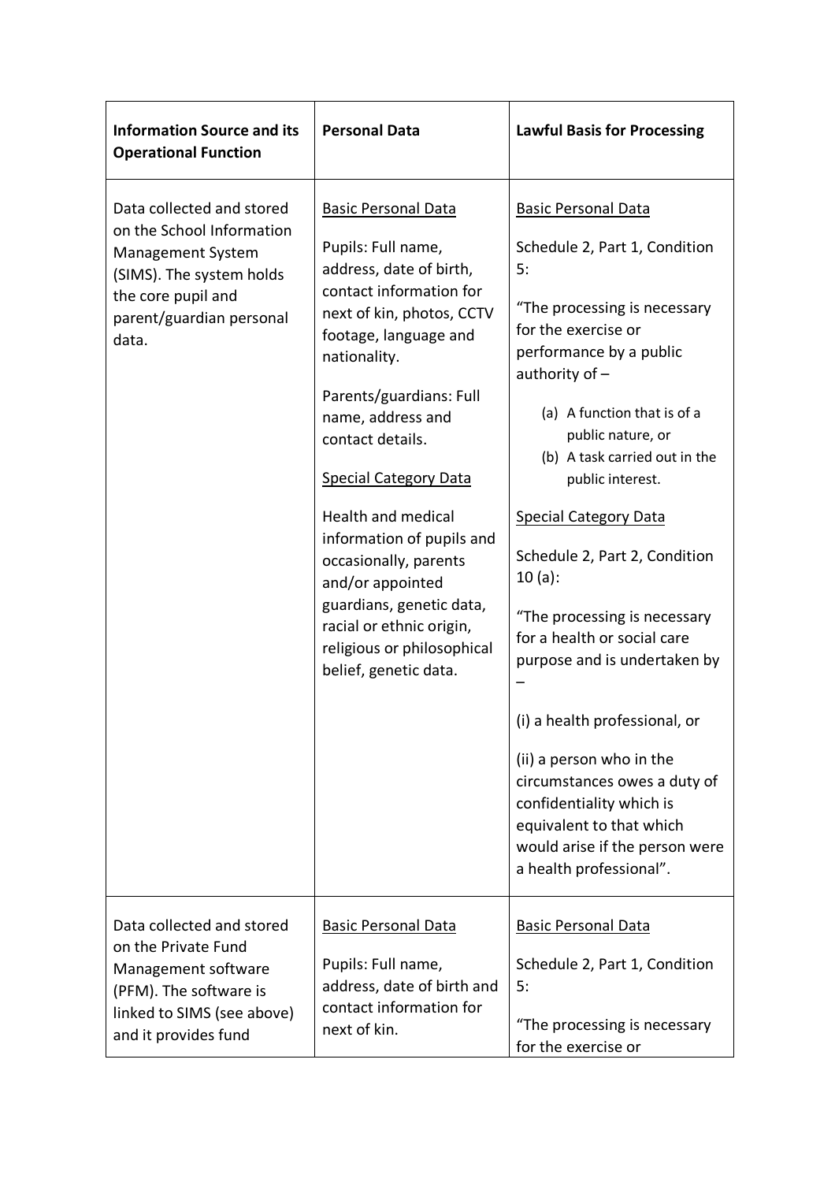| **Information Source and its Operational Function** | **Personal Data** | **Lawful Basis for Processing** |
|---|---|---|
| Data collected and stored on the School Information Management System (SIMS). The system holds the core pupil and parent/guardian personal data. | <u>Basic Personal Data</u><br><br>Pupils: Full name, address, date of birth, contact information for next of kin, photos, CCTV footage, language and nationality.<br><br>Parents/guardians: Full name, address and contact details.<br><br><u>Special Category Data</u><br><br>Health and medical information of pupils and occasionally, parents and/or appointed guardians, genetic data, racial or ethnic origin, religious or philosophical belief, genetic data. | <u>Basic Personal Data</u><br><br>Schedule 2, Part 1, Condition 5:<br><br>"The processing is necessary for the exercise or performance by a public authority of –<br><br>(a) A function that is of a public nature, or<br>(b) A task carried out in the public interest.<br><br><u>Special Category Data</u><br><br>Schedule 2, Part 2, Condition 10 (a):<br><br>"The processing is necessary for a health or social care purpose and is undertaken by –<br><br>(i) a health professional, or<br><br>(ii) a person who in the circumstances owes a duty of confidentiality which is equivalent to that which would arise if the person were a health professional". |
| Data collected and stored on the Private Fund Management software (PFM). The software is linked to SIMS (see above) and it provides fund | <u>Basic Personal Data</u><br><br>Pupils: Full name, address, date of birth and contact information for next of kin. | <u>Basic Personal Data</u><br><br>Schedule 2, Part 1, Condition 5:<br><br>"The processing is necessary for the exercise or |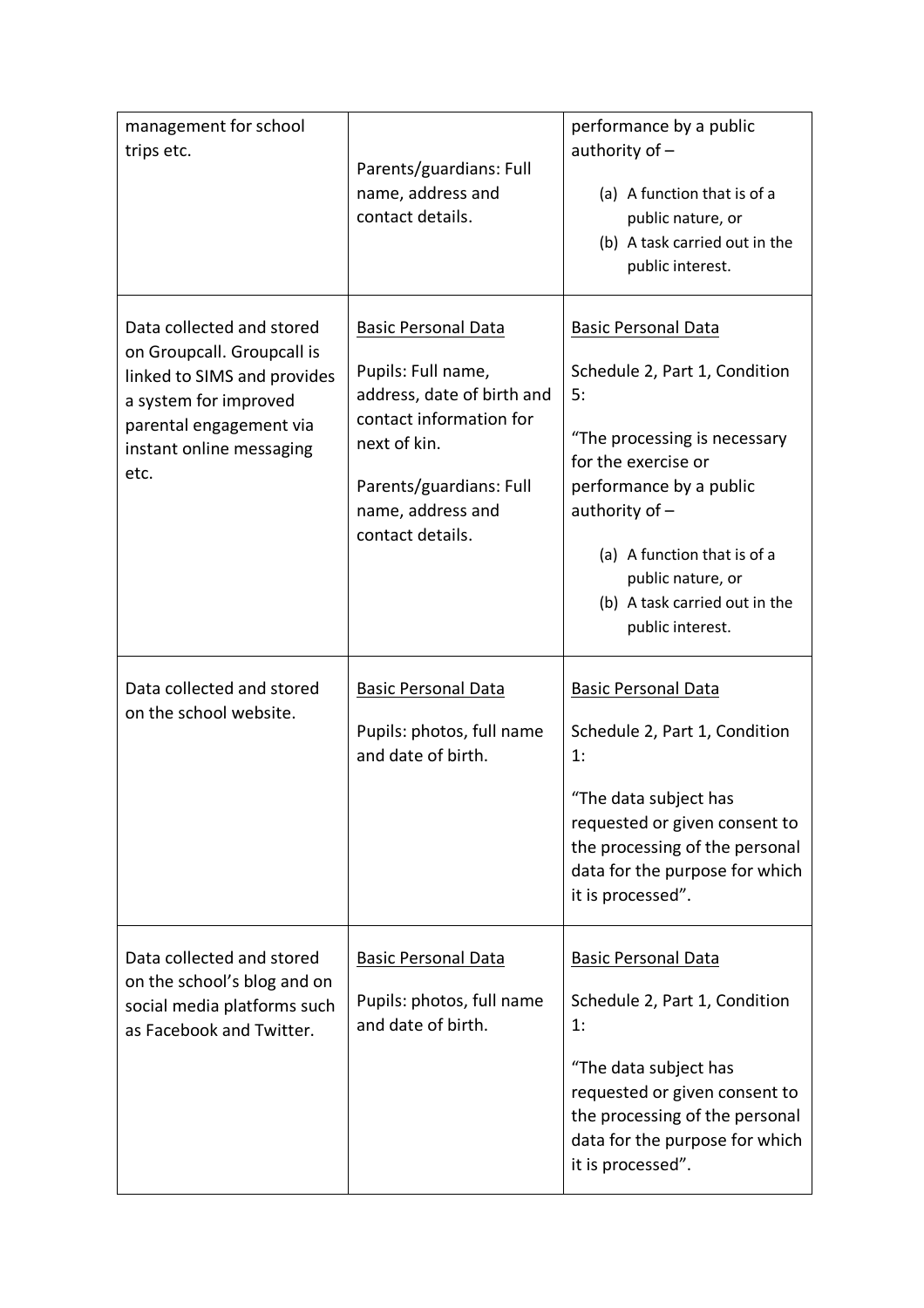| | | |
|---|---|---|
| management for school trips etc. | Parents/guardians: Full name, address and contact details. | performance by a public authority of –<br>(a) A function that is of a public nature, or<br>(b) A task carried out in the public interest. |
| Data collected and stored on Groupcall. Groupcall is linked to SIMS and provides a system for improved parental engagement via instant online messaging etc. | <u>Basic Personal Data</u><br>Pupils: Full name, address, date of birth and contact information for next of kin.<br>Parents/guardians: Full name, address and contact details. | <u>Basic Personal Data</u><br>Schedule 2, Part 1, Condition 5:<br>"The processing is necessary for the exercise or performance by a public authority of –<br>(a) A function that is of a public nature, or<br>(b) A task carried out in the public interest. |
| Data collected and stored on the school website. | <u>Basic Personal Data</u><br>Pupils: photos, full name and date of birth. | <u>Basic Personal Data</u><br>Schedule 2, Part 1, Condition 1:<br>"The data subject has requested or given consent to the processing of the personal data for the purpose for which it is processed". |
| Data collected and stored on the school's blog and on social media platforms such as Facebook and Twitter. | <u>Basic Personal Data</u><br>Pupils: photos, full name and date of birth. | <u>Basic Personal Data</u><br>Schedule 2, Part 1, Condition 1:<br>"The data subject has requested or given consent to the processing of the personal data for the purpose for which it is processed". |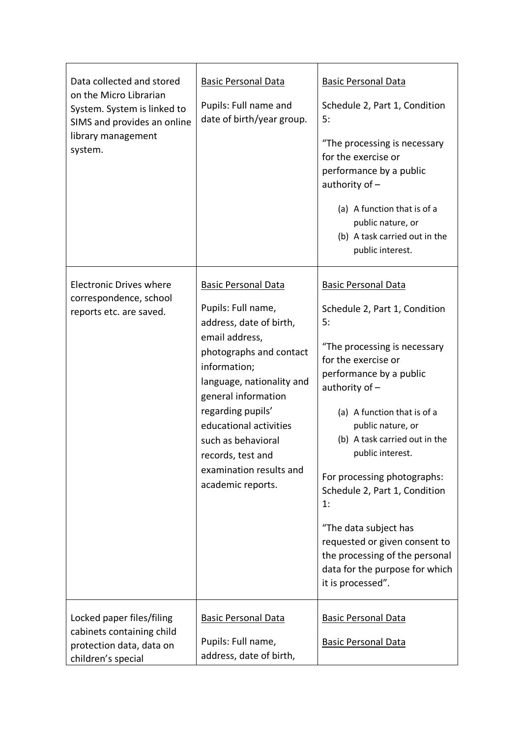| | | |
|---|---|---|
| Data collected and stored on the Micro Librarian System. System is linked to SIMS and provides an online library management system. | <u>Basic Personal Data</u><br><br>Pupils: Full name and date of birth/year group. | <u>Basic Personal Data</u><br><br>Schedule 2, Part 1, Condition 5:<br><br>"The processing is necessary for the exercise or performance by a public authority of –<br><br>(a) A function that is of a public nature, or<br>(b) A task carried out in the public interest. |
| Electronic Drives where correspondence, school reports etc. are saved. | <u>Basic Personal Data</u><br><br>Pupils: Full name, address, date of birth, email address, photographs and contact information; language, nationality and general information regarding pupils' educational activities such as behavioral records, test and examination results and academic reports. | <u>Basic Personal Data</u><br><br>Schedule 2, Part 1, Condition 5:<br><br>"The processing is necessary for the exercise or performance by a public authority of –<br><br>(a) A function that is of a public nature, or<br>(b) A task carried out in the public interest.<br><br>For processing photographs: Schedule 2, Part 1, Condition 1:<br><br>"The data subject has requested or given consent to the processing of the personal data for the purpose for which it is processed". |
| Locked paper files/filing cabinets containing child protection data, data on children's special | <u>Basic Personal Data</u><br><br>Pupils: Full name, address, date of birth, | <u>Basic Personal Data</u><br><br><u>Basic Personal Data</u> |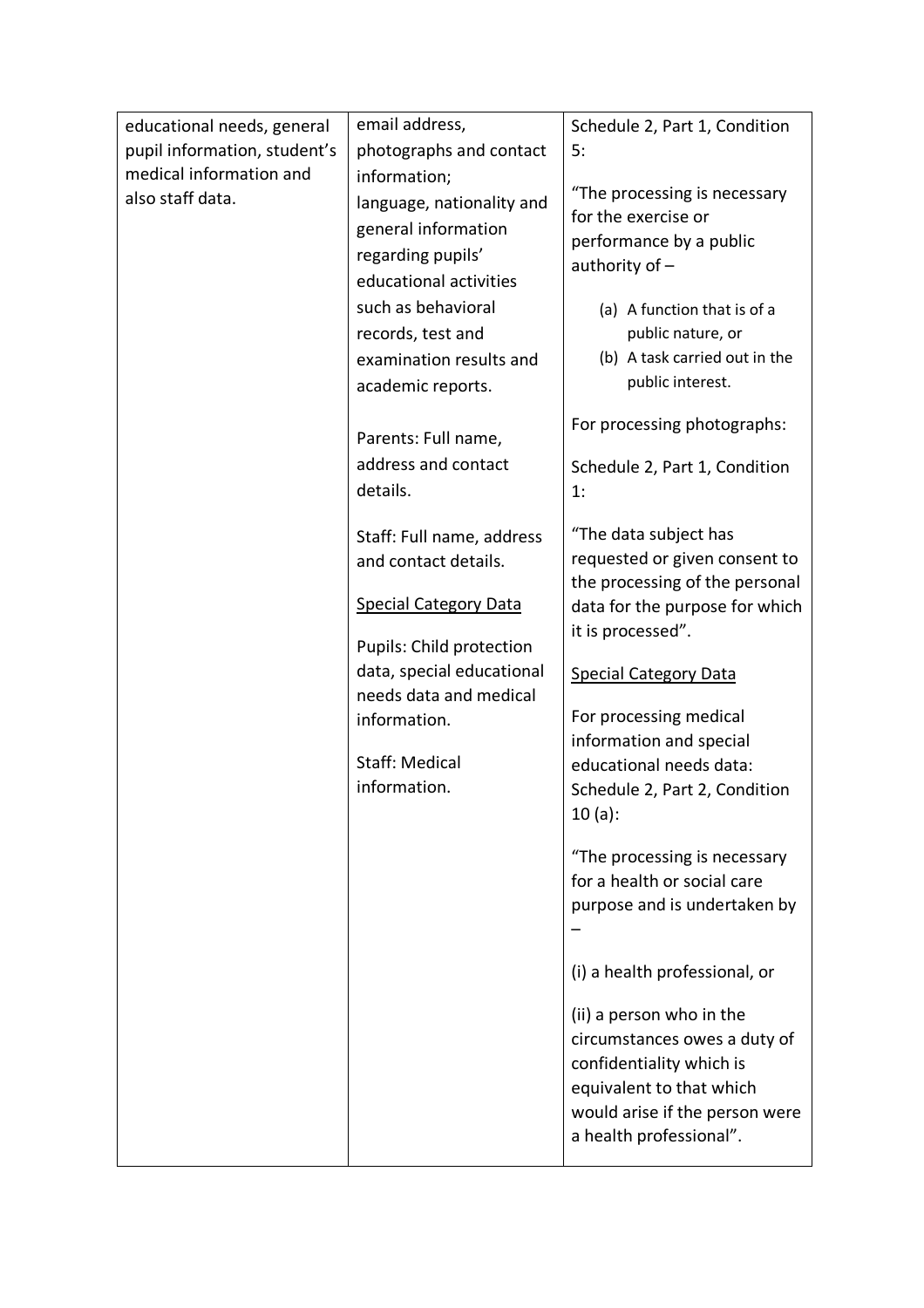| | | |
|---|---|---|
| educational needs, general pupil information, student's medical information and also staff data. | email address, photographs and contact information;<br>language, nationality and general information regarding pupils' educational activities such as behavioral records, test and examination results and academic reports.<br><br>Parents: Full name, address and contact details.<br><br>Staff: Full name, address and contact details.<br><br><u>Special Category Data</u><br><br>Pupils: Child protection data, special educational needs data and medical information.<br><br>Staff: Medical information. | Schedule 2, Part 1, Condition 5:<br><br>"The processing is necessary for the exercise or performance by a public authority of –<br><br>(a) A function that is of a public nature, or<br>(b) A task carried out in the public interest.<br><br>For processing photographs:<br><br>Schedule 2, Part 1, Condition 1:<br><br>"The data subject has requested or given consent to the processing of the personal data for the purpose for which it is processed".<br><br><u>Special Category Data</u><br><br>For processing medical information and special educational needs data: Schedule 2, Part 2, Condition 10 (a):<br><br>"The processing is necessary for a health or social care purpose and is undertaken by –<br><br>(i) a health professional, or<br><br>(ii) a person who in the circumstances owes a duty of confidentiality which is equivalent to that which would arise if the person were a health professional". |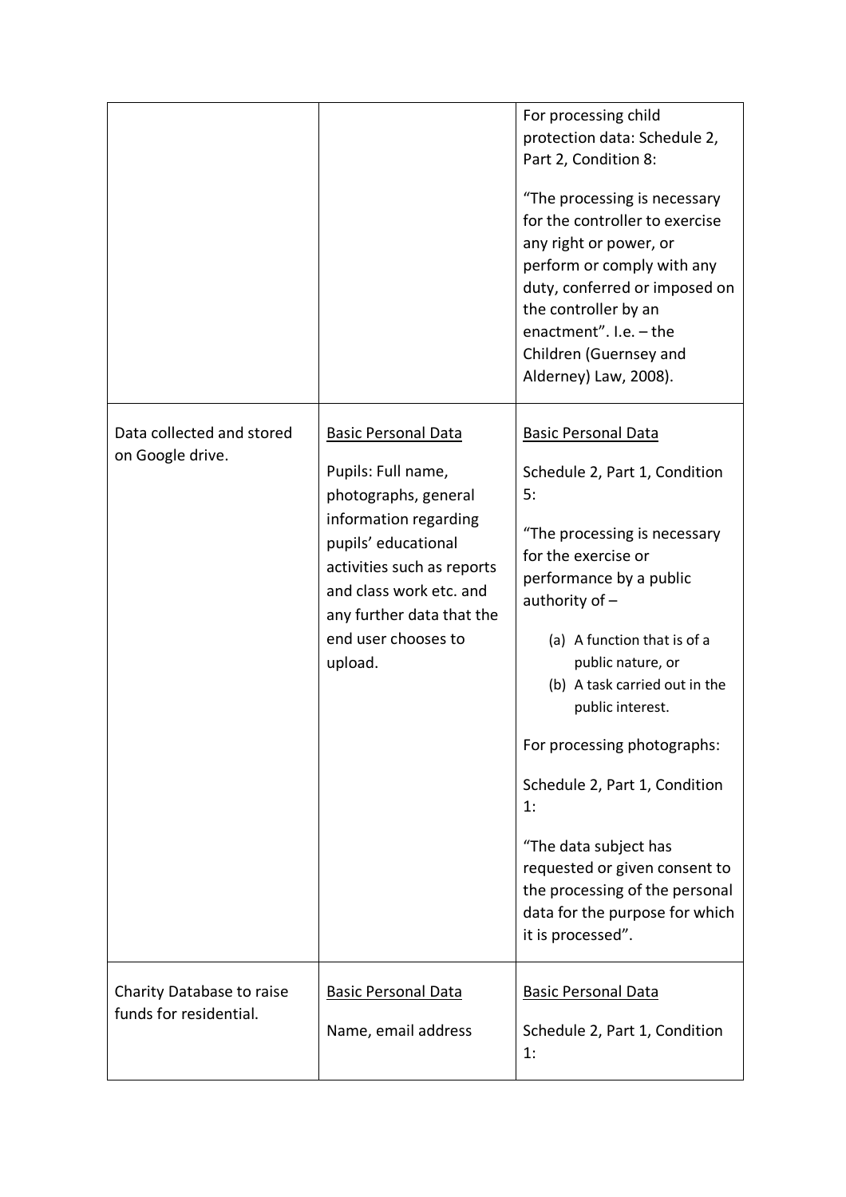| | | |
|---|---|---|
| | | For processing child protection data: Schedule 2, Part 2, Condition 8:<br><br>"The processing is necessary for the controller to exercise any right or power, or perform or comply with any duty, conferred or imposed on the controller by an enactment". I.e. – the Children (Guernsey and Alderney) Law, 2008). |
| Data collected and stored on Google drive. | <u>Basic Personal Data</u><br><br>Pupils: Full name, photographs, general information regarding pupils' educational activities such as reports and class work etc. and any further data that the end user chooses to upload. | <u>Basic Personal Data</u><br><br>Schedule 2, Part 1, Condition 5:<br><br>"The processing is necessary for the exercise or performance by a public authority of –<br>(a) A function that is of a public nature, or<br>(b) A task carried out in the public interest.<br><br>For processing photographs:<br><br>Schedule 2, Part 1, Condition 1:<br><br>"The data subject has requested or given consent to the processing of the personal data for the purpose for which it is processed". |
| Charity Database to raise funds for residential. | <u>Basic Personal Data</u><br><br>Name, email address | <u>Basic Personal Data</u><br><br>Schedule 2, Part 1, Condition 1: |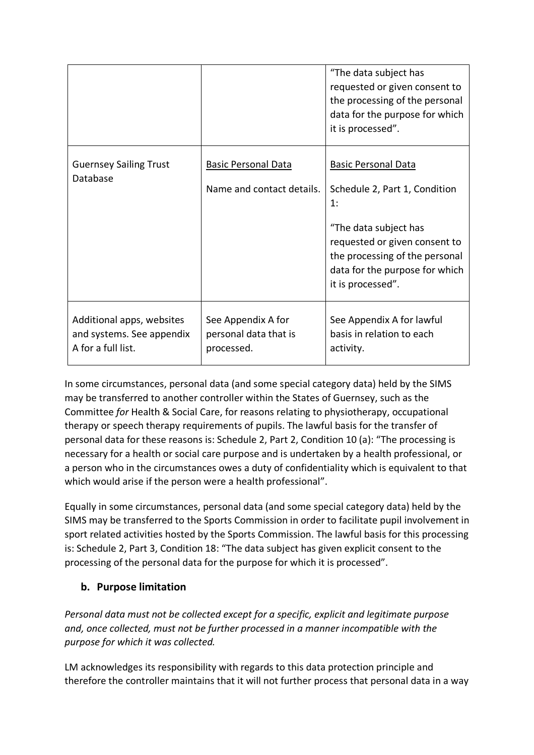| | | |
|---|---|---|
| | | "The data subject has requested or given consent to the processing of the personal data for the purpose for which it is processed". |
| Guernsey Sailing Trust Database | <u>Basic Personal Data</u><br><br>Name and contact details. | <u>Basic Personal Data</u><br><br>Schedule 2, Part 1, Condition 1:<br><br>"The data subject has requested or given consent to the processing of the personal data for the purpose for which it is processed". |
| Additional apps, websites and systems. See appendix A for a full list. | See Appendix A for personal data that is processed. | See Appendix A for lawful basis in relation to each activity. |

In some circumstances, personal data (and some special category data) held by the SIMS may be transferred to another controller within the States of Guernsey, such as the Committee *for* Health & Social Care, for reasons relating to physiotherapy, occupational therapy or speech therapy requirements of pupils. The lawful basis for the transfer of personal data for these reasons is: Schedule 2, Part 2, Condition 10 (a): "The processing is necessary for a health or social care purpose and is undertaken by a health professional, or a person who in the circumstances owes a duty of confidentiality which is equivalent to that which would arise if the person were a health professional".

Equally in some circumstances, personal data (and some special category data) held by the SIMS may be transferred to the Sports Commission in order to facilitate pupil involvement in sport related activities hosted by the Sports Commission. The lawful basis for this processing is: Schedule 2, Part 3, Condition 18: "The data subject has given explicit consent to the processing of the personal data for the purpose for which it is processed".

### b. Purpose limitation

*Personal data must not be collected except for a specific, explicit and legitimate purpose and, once collected, must not be further processed in a manner incompatible with the purpose for which it was collected.*

LM acknowledges its responsibility with regards to this data protection principle and therefore the controller maintains that it will not further process that personal data in a way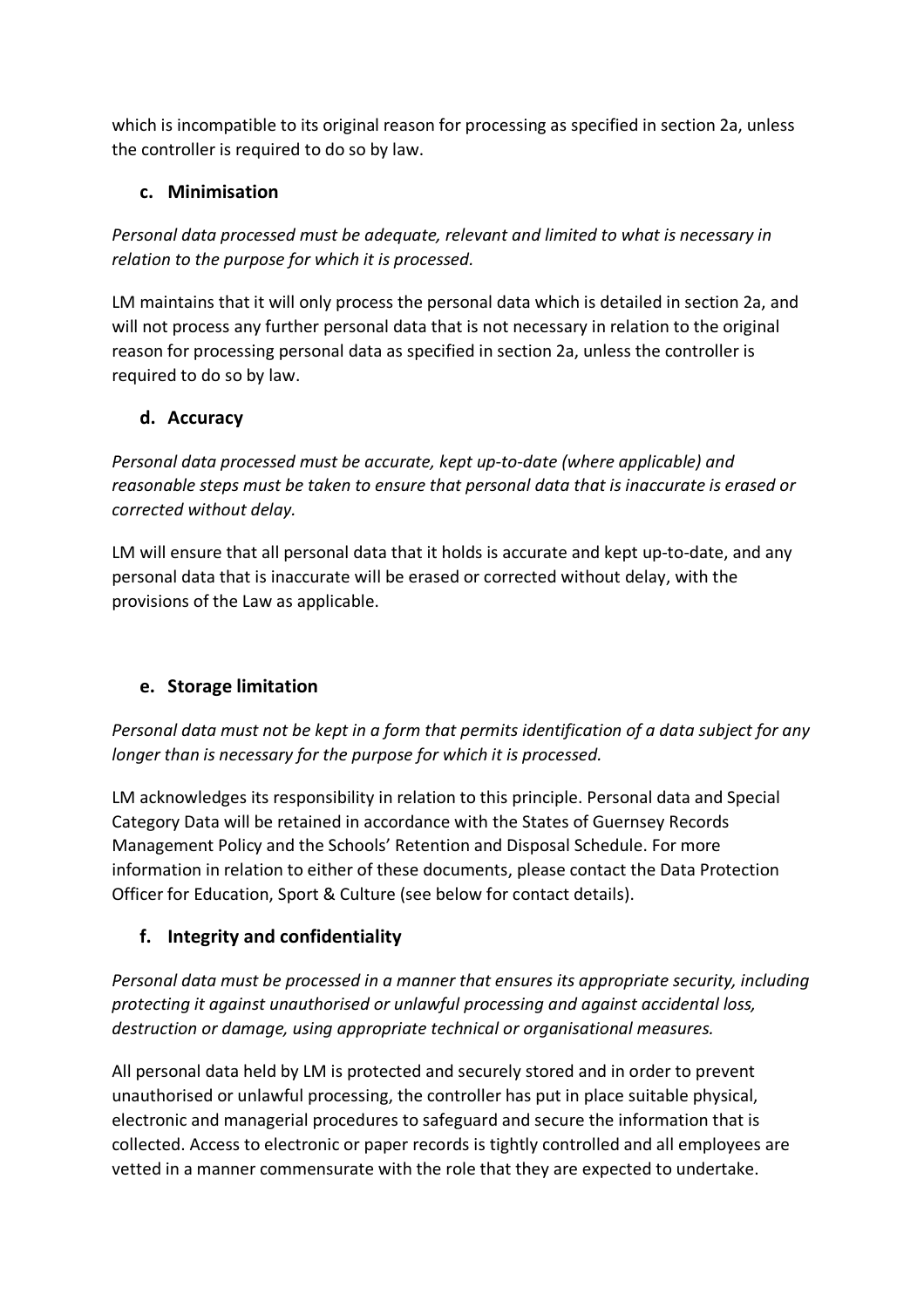which is incompatible to its original reason for processing as specified in section 2a, unless the controller is required to do so by law.

### c. Minimisation

*Personal data processed must be adequate, relevant and limited to what is necessary in relation to the purpose for which it is processed.*

LM maintains that it will only process the personal data which is detailed in section 2a, and will not process any further personal data that is not necessary in relation to the original reason for processing personal data as specified in section 2a, unless the controller is required to do so by law.

### d. Accuracy

*Personal data processed must be accurate, kept up-to-date (where applicable) and reasonable steps must be taken to ensure that personal data that is inaccurate is erased or corrected without delay.*

LM will ensure that all personal data that it holds is accurate and kept up-to-date, and any personal data that is inaccurate will be erased or corrected without delay, with the provisions of the Law as applicable.

### e. Storage limitation

*Personal data must not be kept in a form that permits identification of a data subject for any longer than is necessary for the purpose for which it is processed.*

LM acknowledges its responsibility in relation to this principle. Personal data and Special Category Data will be retained in accordance with the States of Guernsey Records Management Policy and the Schools' Retention and Disposal Schedule. For more information in relation to either of these documents, please contact the Data Protection Officer for Education, Sport & Culture (see below for contact details).

### f. Integrity and confidentiality

*Personal data must be processed in a manner that ensures its appropriate security, including protecting it against unauthorised or unlawful processing and against accidental loss, destruction or damage, using appropriate technical or organisational measures.*

All personal data held by LM is protected and securely stored and in order to prevent unauthorised or unlawful processing, the controller has put in place suitable physical, electronic and managerial procedures to safeguard and secure the information that is collected. Access to electronic or paper records is tightly controlled and all employees are vetted in a manner commensurate with the role that they are expected to undertake.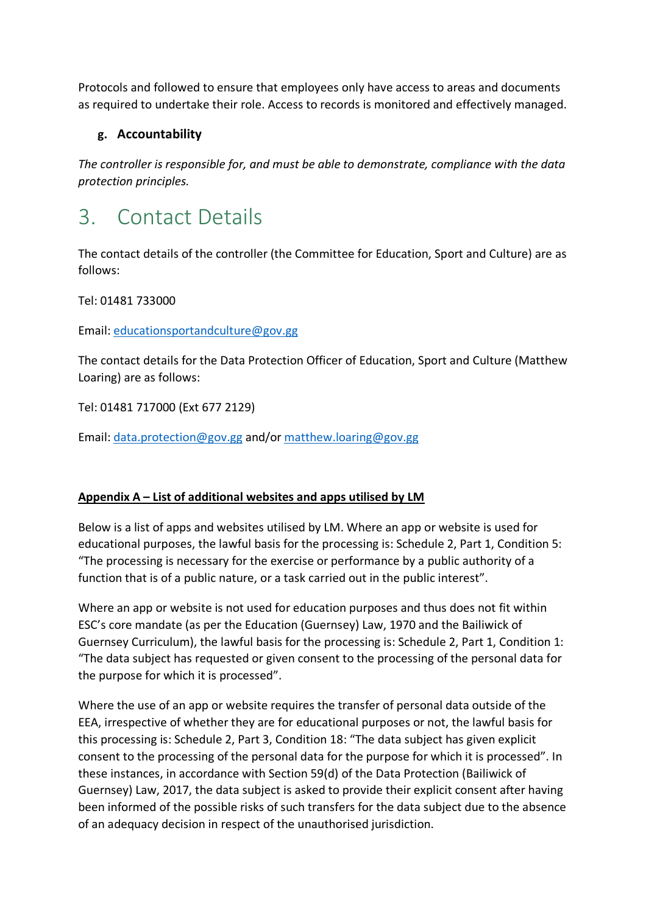Protocols and followed to ensure that employees only have access to areas and documents as required to undertake their role. Access to records is monitored and effectively managed.

### g. Accountability

*The controller is responsible for, and must be able to demonstrate, compliance with the data protection principles.*

# 3. Contact Details

The contact details of the controller (the Committee for Education, Sport and Culture) are as follows:

Tel: 01481 733000

Email: educationsportandculture@gov.gg

The contact details for the Data Protection Officer of Education, Sport and Culture (Matthew Loaring) are as follows:

Tel: 01481 717000 (Ext 677 2129)

Email: data.protection@gov.gg and/or matthew.loaring@gov.gg

**Appendix A – List of additional websites and apps utilised by LM**

Below is a list of apps and websites utilised by LM. Where an app or website is used for educational purposes, the lawful basis for the processing is: Schedule 2, Part 1, Condition 5: "The processing is necessary for the exercise or performance by a public authority of a function that is of a public nature, or a task carried out in the public interest".

Where an app or website is not used for education purposes and thus does not fit within ESC's core mandate (as per the Education (Guernsey) Law, 1970 and the Bailiwick of Guernsey Curriculum), the lawful basis for the processing is: Schedule 2, Part 1, Condition 1: "The data subject has requested or given consent to the processing of the personal data for the purpose for which it is processed".

Where the use of an app or website requires the transfer of personal data outside of the EEA, irrespective of whether they are for educational purposes or not, the lawful basis for this processing is: Schedule 2, Part 3, Condition 18: "The data subject has given explicit consent to the processing of the personal data for the purpose for which it is processed". In these instances, in accordance with Section 59(d) of the Data Protection (Bailiwick of Guernsey) Law, 2017, the data subject is asked to provide their explicit consent after having been informed of the possible risks of such transfers for the data subject due to the absence of an adequacy decision in respect of the unauthorised jurisdiction.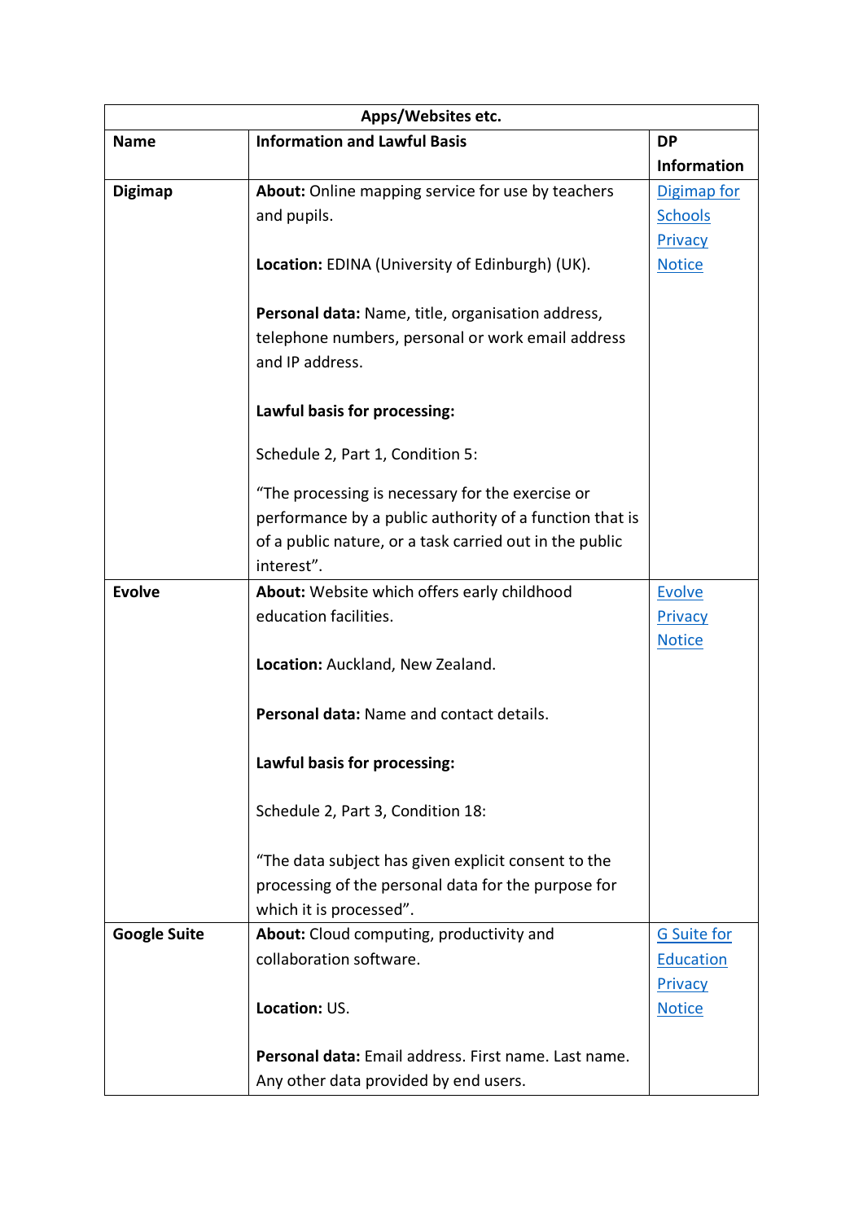| Apps/Websites etc. | | |
|---|---|---|
| **Name** | **Information and Lawful Basis** | **DP Information** |
| **Digimap** | **About:** Online mapping service for use by teachers and pupils.<br><br>**Location:** EDINA (University of Edinburgh) (UK).<br><br>**Personal data:** Name, title, organisation address, telephone numbers, personal or work email address and IP address.<br><br>**Lawful basis for processing:**<br><br>Schedule 2, Part 1, Condition 5:<br><br>"The processing is necessary for the exercise or performance by a public authority of a function that is of a public nature, or a task carried out in the public interest". | Digimap for Schools Privacy Notice |
| **Evolve** | **About:** Website which offers early childhood education facilities.<br><br>**Location:** Auckland, New Zealand.<br><br>**Personal data:** Name and contact details.<br><br>**Lawful basis for processing:**<br><br>Schedule 2, Part 3, Condition 18:<br><br>"The data subject has given explicit consent to the processing of the personal data for the purpose for which it is processed". | Evolve Privacy Notice |
| **Google Suite** | **About:** Cloud computing, productivity and collaboration software.<br><br>**Location:** US.<br><br>**Personal data:** Email address. First name. Last name. Any other data provided by end users. | G Suite for Education Privacy Notice |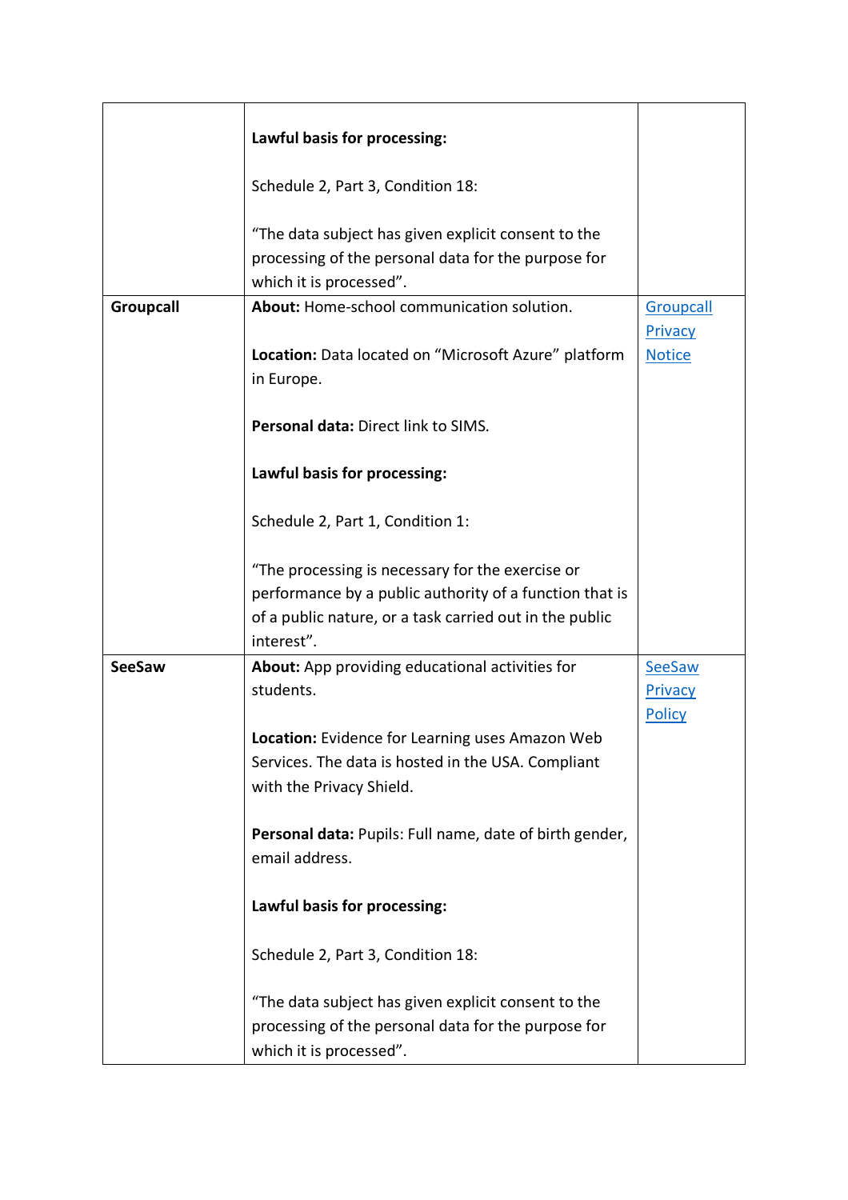| | | |
|---|---|---|
| | **Lawful basis for processing:**<br><br>Schedule 2, Part 3, Condition 18:<br><br>"The data subject has given explicit consent to the processing of the personal data for the purpose for which it is processed". | |
| **Groupcall** | **About:** Home-school communication solution.<br><br>**Location:** Data located on "Microsoft Azure" platform in Europe.<br><br>**Personal data:** Direct link to SIMS.<br><br>**Lawful basis for processing:**<br><br>Schedule 2, Part 1, Condition 1:<br><br>"The processing is necessary for the exercise or performance by a public authority of a function that is of a public nature, or a task carried out in the public interest". | Groupcall Privacy Notice |
| **SeeSaw** | **About:** App providing educational activities for students.<br><br>**Location:** Evidence for Learning uses Amazon Web Services. The data is hosted in the USA. Compliant with the Privacy Shield.<br><br>**Personal data:** Pupils: Full name, date of birth gender, email address.<br><br>**Lawful basis for processing:**<br><br>Schedule 2, Part 3, Condition 18:<br><br>"The data subject has given explicit consent to the processing of the personal data for the purpose for which it is processed". | SeeSaw Privacy Policy |